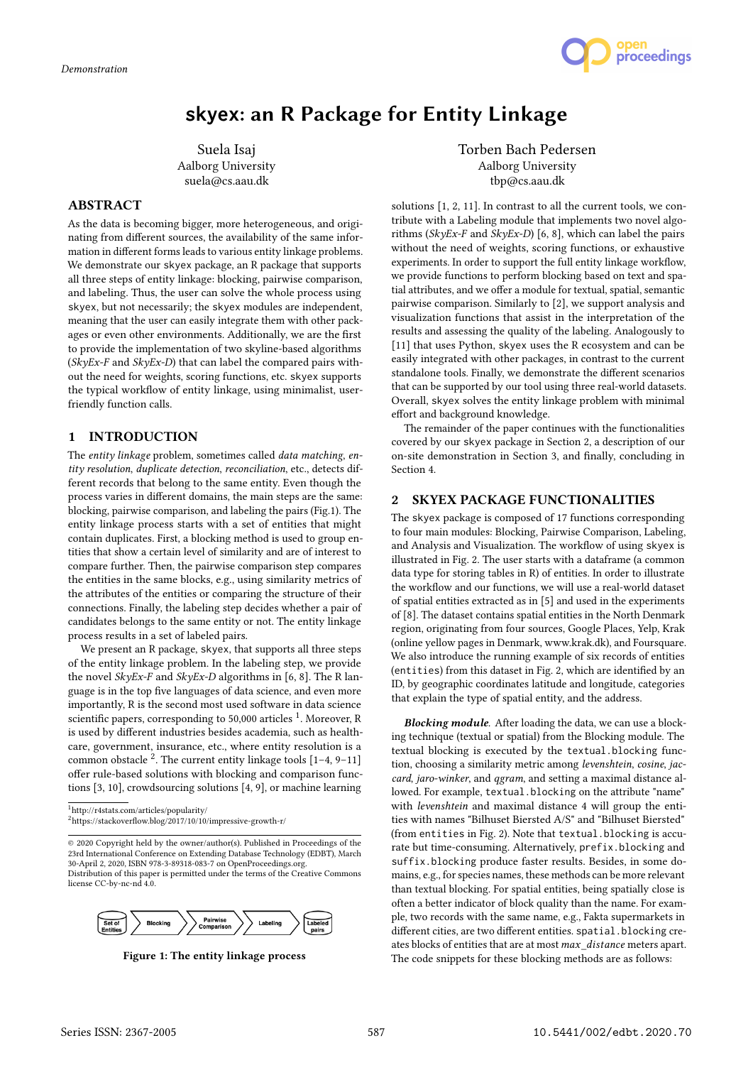# skyex: an R Package for Entity Linkage

Suela Isaj
Aalborg University
suela@cs.aau.dk

Torben Bach Pedersen
Aalborg University
tbp@cs.aau.dk

## ABSTRACT

As the data is becoming bigger, more heterogeneous, and originating from different sources, the availability of the same information in different forms leads to various entity linkage problems. We demonstrate our skyex package, an R package that supports all three steps of entity linkage: blocking, pairwise comparison, and labeling. Thus, the user can solve the whole process using skyex, but not necessarily; the skyex modules are independent, meaning that the user can easily integrate them with other packages or even other environments. Additionally, we are the first to provide the implementation of two skyline-based algorithms (*SkyEx-F* and *SkyEx-D*) that can label the compared pairs without the need for weights, scoring functions, etc. skyex supports the typical workflow of entity linkage, using minimalist, user-friendly function calls.

## 1 INTRODUCTION

The *entity linkage* problem, sometimes called *data matching*, *entity resolution*, *duplicate detection*, *reconciliation*, etc., detects different records that belong to the same entity. Even though the process varies in different domains, the main steps are the same: blocking, pairwise comparison, and labeling the pairs (Fig.1). The entity linkage process starts with a set of entities that might contain duplicates. First, a blocking method is used to group entities that show a certain level of similarity and are of interest to compare further. Then, the pairwise comparison step compares the entities in the same blocks, e.g., using similarity metrics of the attributes of the entities or comparing the structure of their connections. Finally, the labeling step decides whether a pair of candidates belongs to the same entity or not. The entity linkage process results in a set of labeled pairs.

We present an R package, skyex, that supports all three steps of the entity linkage problem. In the labeling step, we provide the novel *SkyEx-F* and *SkyEx-D* algorithms in [6, 8]. The R language is in the top five languages of data science, and even more importantly, R is the second most used software in data science scientific papers, corresponding to 50,000 articles [1]. Moreover, R is used by different industries besides academia, such as healthcare, government, insurance, etc., where entity resolution is a common obstacle [2]. The current entity linkage tools [1–4, 9–11] offer rule-based solutions with blocking and comparison functions [3, 10], crowdsourcing solutions [4, 9], or machine learning solutions [1, 2, 11]. In contrast to all the current tools, we contribute with a Labeling module that implements two novel algorithms (*SkyEx-F* and *SkyEx-D*) [6, 8], which can label the pairs without the need of weights, scoring functions, or exhaustive experiments. In order to support the full entity linkage workflow, we provide functions to perform blocking based on text and spatial attributes, and we offer a module for textual, spatial, semantic pairwise comparison. Similarly to [2], we support analysis and visualization functions that assist in the interpretation of the results and assessing the quality of the labeling. Analogously to [11] that uses Python, skyex uses the R ecosystem and can be easily integrated with other packages, in contrast to the current standalone tools. Finally, we demonstrate the different scenarios that can be supported by our tool using three real-world datasets. Overall, skyex solves the entity linkage problem with minimal effort and background knowledge.

The remainder of the paper continues with the functionalities covered by our skyex package in Section 2, a description of our on-site demonstration in Section 3, and finally, concluding in Section 4.

[1]http://r4stats.com/articles/popularity/
[2]https://stackoverflow.blog/2017/10/10/impressive-growth-r/

© 2020 Copyright held by the owner/author(s). Published in Proceedings of the 23rd International Conference on Extending Database Technology (EDBT), March 30-April 2, 2020, ISBN 978-3-89318-083-7 on OpenProceedings.org.
Distribution of this paper is permitted under the terms of the Creative Commons license CC-by-nc-nd 4.0.

Set of Entities → Blocking → Pairwise Comparison → Labeling → Labeled pairs

**Figure 1: The entity linkage process**

## 2 SKYEX PACKAGE FUNCTIONALITIES

The skyex package is composed of 17 functions corresponding to four main modules: Blocking, Pairwise Comparison, Labeling, and Analysis and Visualization. The workflow of using skyex is illustrated in Fig. 2. The user starts with a dataframe (a common data type for storing tables in R) of entities. In order to illustrate the workflow and our functions, we will use a real-world dataset of spatial entities extracted as in [5] and used in the experiments of [8]. The dataset contains spatial entities in the North Denmark region, originating from four sources, Google Places, Yelp, Krak (online yellow pages in Denmark, www.krak.dk), and Foursquare. We also introduce the running example of six records of entities (entities) from this dataset in Fig. 2, which are identified by an ID, by geographic coordinates latitude and longitude, categories that explain the type of spatial entity, and the address.

***Blocking module.*** After loading the data, we can use a blocking technique (textual or spatial) from the Blocking module. The textual blocking is executed by the textual.blocking function, choosing a similarity metric among *levenshtein*, *cosine*, *jaccard*, *jaro-winker*, and *qgram*, and setting a maximal distance allowed. For example, textual.blocking on the attribute "name" with *levenshtein* and maximal distance 4 will group the entities with names "Bilhuset Biersted A/S" and "Bilhuset Biersted" (from entities in Fig. 2). Note that textual.blocking is accurate but time-consuming. Alternatively, prefix.blocking and suffix.blocking produce faster results. Besides, in some domains, e.g., for species names, these methods can be more relevant than textual blocking. For spatial entities, being spatially close is often a better indicator of block quality than the name. For example, two records with the same name, e.g., Fakta supermarkets in different cities, are two different entities. spatial.blocking creates blocks of entities that are at most *max_distance* meters apart. The code snippets for these blocking methods are as follows: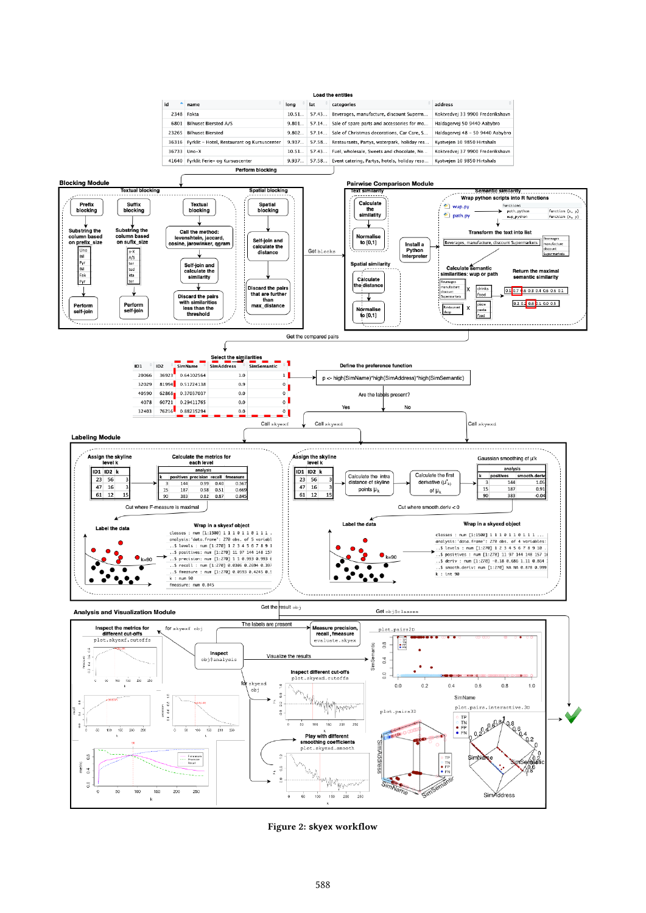Figure 2: skyex workflow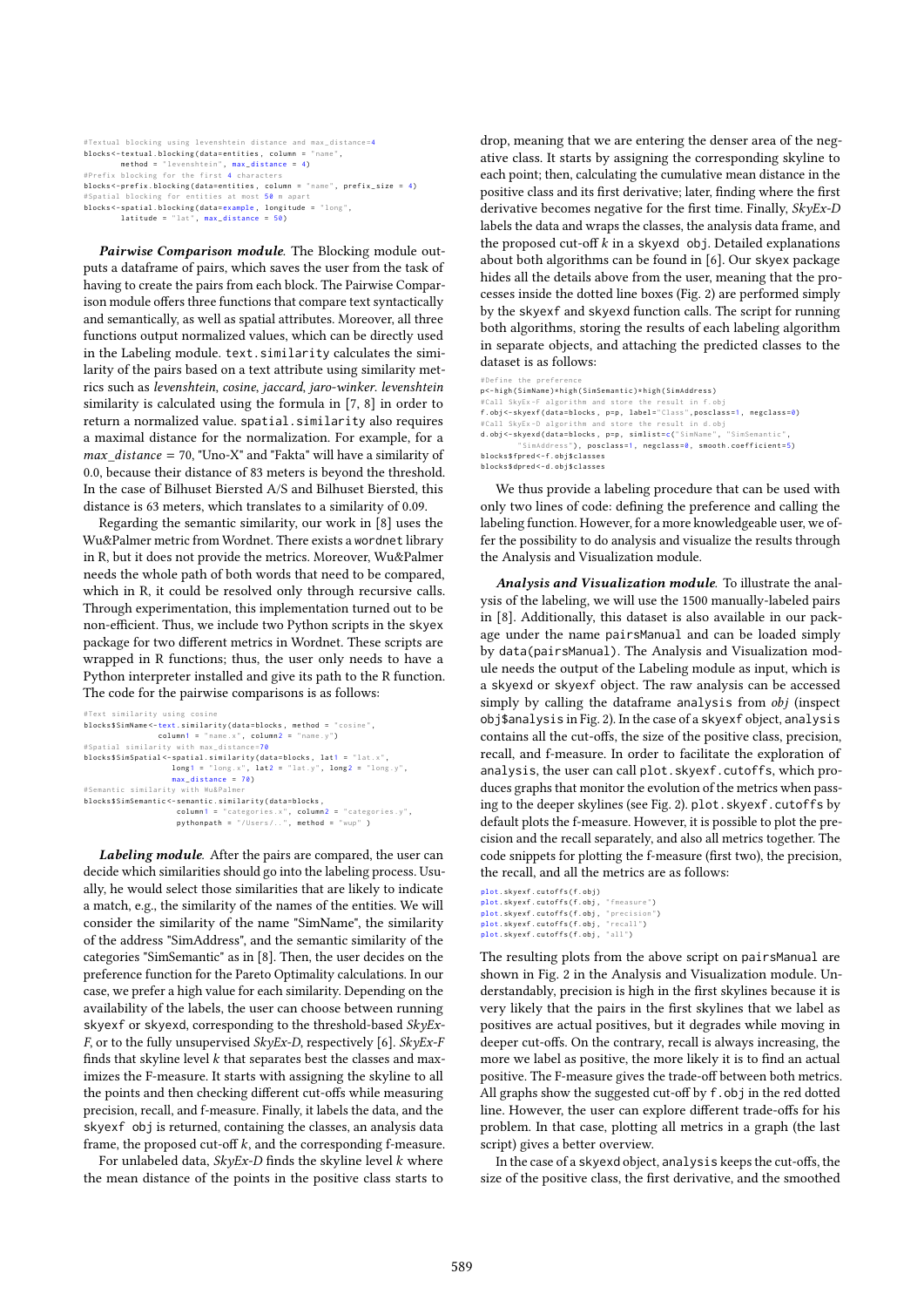```
#Textual blocking using levenshtein distance and max_distance=4
blocks<-textual.blocking(data=entities, column = "name",
        method = "levenshtein", max_distance = 4)
#Prefix blocking for the first 4 characters
blocks<-prefix.blocking(data=entities, column = "name", prefix_size = 4)
#Spatial blocking for entities at most 50 m apart
blocks<-spatial.blocking(data=example, longitude = "long",
        latitude = "lat", max_distance = 50)
```

***Pairwise Comparison module.*** The Blocking module outputs a dataframe of pairs, which saves the user from the task of having to create the pairs from each block. The Pairwise Comparison module offers three functions that compare text syntactically and semantically, as well as spatial attributes. Moreover, all three functions output normalized values, which can be directly used in the Labeling module. `text.similarity` calculates the similarity of the pairs based on a text attribute using similarity metrics such as *levenshtein, cosine, jaccard, jaro-winker*. *levenshtein* similarity is calculated using the formula in [7, 8] in order to return a normalized value. `spatial.similarity` also requires a maximal distance for the normalization. For example, for a *max_distance* = 70, "Uno-X" and "Fakta" will have a similarity of 0.0, because their distance of 83 meters is beyond the threshold. In the case of Bilhuset Biersted A/S and Bilhuset Biersted, this distance is 63 meters, which translates to a similarity of 0.09.

Regarding the semantic similarity, our work in [8] uses the Wu&Palmer metric from Wordnet. There exists a `wordnet` library in R, but it does not provide the metrics. Moreover, Wu&Palmer needs the whole path of both words that need to be compared, which in R, it could be resolved only through recursive calls. Through experimentation, this implementation turned out to be non-efficient. Thus, we include two Python scripts in the `skyex` package for two different metrics in Wordnet. These scripts are wrapped in R functions; thus, the user only needs to have a Python interpreter installed and give its path to the R function. The code for the pairwise comparisons is as follows:

```
#Text similarity using cosine
blocks$SimName<-text.similarity(data=blocks, method = "cosine",
               column1 = "name.x", column2 = "name.y")
#Spatial similarity with max_distance=70
blocks$SimSpatial<-spatial.similarity(data=blocks, lat1 = "lat.x",
                  long1 = "long.x", lat2 = "lat.y", long2 = "long.y",
                  max_distance = 70)
#Semantic similarity with Wu&Palmer
blocks$SimSemantic<-semantic.similarity(data=blocks,
                    column1 = "categories.x", column2 = "categories.y",
                    pythonpath = "/Users/..", method = "wup" )
```

***Labeling module.*** After the pairs are compared, the user can decide which similarities should go into the labeling process. Usually, he would select those similarities that are likely to indicate a match, e.g., the similarity of the names of the entities. We will consider the similarity of the name "SimName", the similarity of the address "SimAddress", and the semantic similarity of the categories "SimSemantic" as in [8]. Then, the user decides on the preference function for the Pareto Optimality calculations. In our case, we prefer a high value for each similarity. Depending on the availability of the labels, the user can choose between running `skyexf` or `skyexd`, corresponding to the threshold-based *SkyEx-F*, or to the fully unsupervised *SkyEx-D*, respectively [6]. *SkyEx-F* finds that skyline level $k$ that separates best the classes and maximizes the F-measure. It starts with assigning the skyline to all the points and then checking different cut-offs while measuring precision, recall, and f-measure. Finally, it labels the data, and the `skyexf obj` is returned, containing the classes, an analysis data frame, the proposed cut-off $k$, and the corresponding f-measure.

For unlabeled data, *SkyEx-D* finds the skyline level $k$ where the mean distance of the points in the positive class starts to drop, meaning that we are entering the denser area of the negative class. It starts by assigning the corresponding skyline to each point; then, calculating the cumulative mean distance in the positive class and its first derivative; later, finding where the first derivative becomes negative for the first time. Finally, *SkyEx-D* labels the data and wraps the classes, the analysis data frame, and the proposed cut-off $k$ in a `skyexd obj`. Detailed explanations about both algorithms can be found in [6]. Our `skyex` package hides all the details above from the user, meaning that the processes inside the dotted line boxes (Fig. 2) are performed simply by the `skyexf` and `skyexd` function calls. The script for running both algorithms, storing the results of each labeling algorithm in separate objects, and attaching the predicted classes to the dataset is as follows:

```
#Define the preference
p<-high(SimName)*high(SimSemantic)*high(SimAddress)
#Call SkyEx-F algorithm and store the result in f.obj
f.obj<-skyexf(data=blocks, p=p, label="Class",posclass=1, negclass=0)
#Call SkyEx-D algorithm and store the result in d.obj
d.obj<-skyexd(data=blocks, p=p, simlist=c("SimName", "SimSemantic",
       "SimAddress"), posclass=1, negclass=0, smooth.coefficient=5)
blocks$fpred<-f.obj$classes
blocks$dpred<-d.obj$classes
```

We thus provide a labeling procedure that can be used with only two lines of code: defining the preference and calling the labeling function. However, for a more knowledgeable user, we offer the possibility to do analysis and visualize the results through the Analysis and Visualization module.

***Analysis and Visualization module.*** To illustrate the analysis of the labeling, we will use the 1500 manually-labeled pairs in [8]. Additionally, this dataset is also available in our package under the name `pairsManual` and can be loaded simply by `data(pairsManual)`. The Analysis and Visualization module needs the output of the Labeling module as input, which is a `skyexd` or `skyexf` object. The raw analysis can be accessed simply by calling the dataframe `analysis` from *obj* (inspect `obj$analysis` in Fig. 2). In the case of a `skyexf` object, `analysis` contains all the cut-offs, the size of the positive class, precision, recall, and f-measure. In order to facilitate the exploration of `analysis`, the user can call `plot.skyexf.cutoffs`, which produces graphs that monitor the evolution of the metrics when passing to the deeper skylines (see Fig. 2). `plot.skyexf.cutoffs` by default plots the f-measure. However, it is possible to plot the precision and the recall separately, and also all metrics together. The code snippets for plotting the f-measure (first two), the precision, the recall, and all the metrics are as follows:

```
plot.skyexf.cutoffs(f.obj)
plot.skyexf.cutoffs(f.obj, "fmeasure")
plot.skyexf.cutoffs(f.obj, "precision")
plot.skyexf.cutoffs(f.obj, "recall")
plot.skyexf.cutoffs(f.obj, "all")
```

The resulting plots from the above script on `pairsManual` are shown in Fig. 2 in the Analysis and Visualization module. Understandably, precision is high in the first skylines because it is very likely that the pairs in the first skylines that we label as positives are actual positives, but it degrades while moving in deeper cut-offs. On the contrary, recall is always increasing, the more we label as positive, the more likely it is to find an actual positive. The F-measure gives the trade-off between both metrics. All graphs show the suggested cut-off by `f.obj` in the red dotted line. However, the user can explore different trade-offs for his problem. In that case, plotting all metrics in a graph (the last script) gives a better overview.

In the case of a `skyexd` object, `analysis` keeps the cut-offs, the size of the positive class, the first derivative, and the smoothed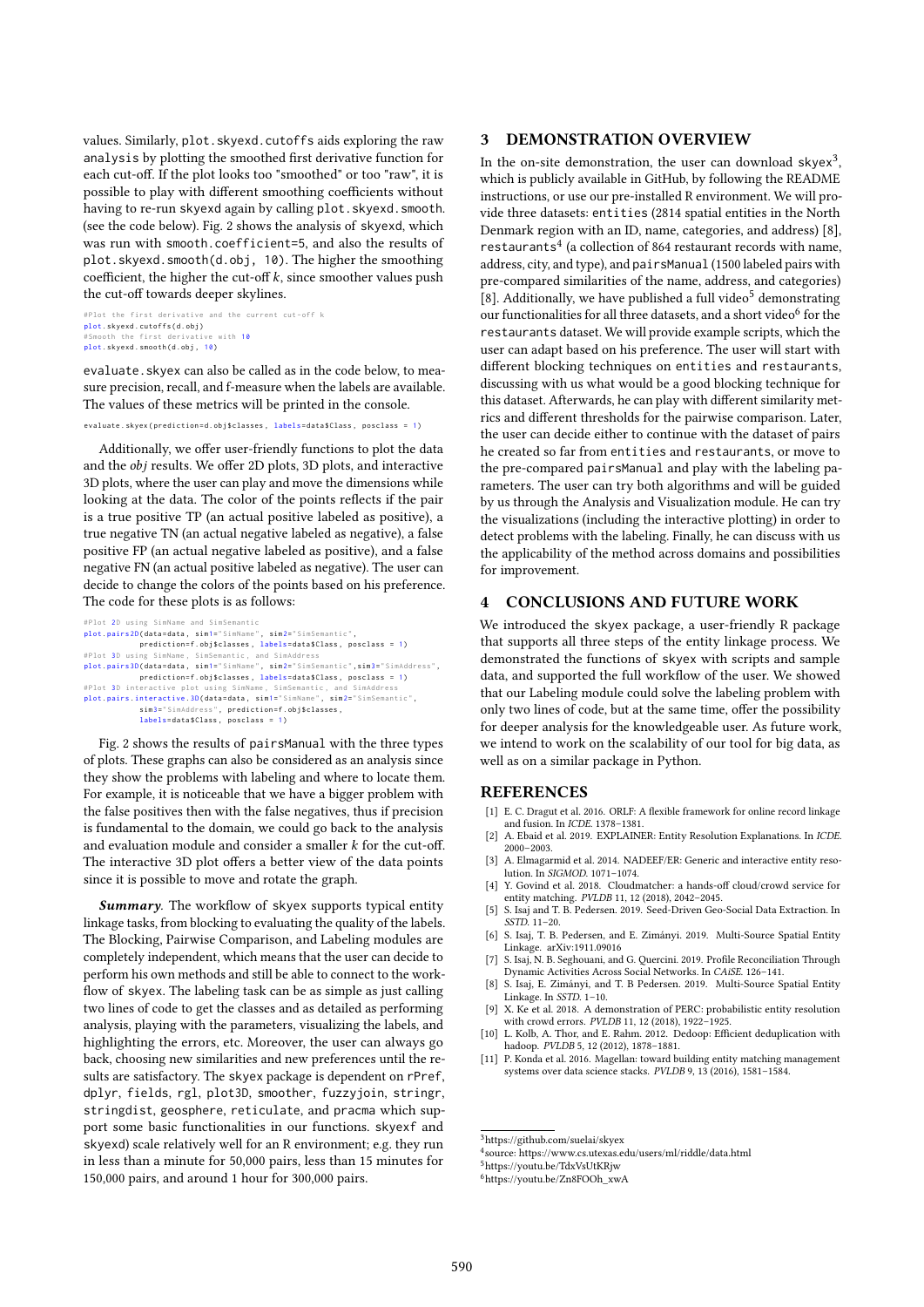values. Similarly, `plot.skyexd.cutoffs` aids exploring the raw analysis by plotting the smoothed first derivative function for each cut-off. If the plot looks too "smoothed" or too "raw", it is possible to play with different smoothing coefficients without having to re-run skyexd again by calling `plot.skyexd.smooth`. (see the code below). Fig. 2 shows the analysis of skyexd, which was run with `smooth.coefficient=5`, and also the results of `plot.skyexd.smooth(d.obj, 10)`. The higher the smoothing coefficient, the higher the cut-off $k$, since smoother values push the cut-off towards deeper skylines.

```
#Plot the first derivative and the current cut-off k
plot.skyexd.cutoffs(d.obj)
#Smooth the first derivative with 10
plot.skyexd.smooth(d.obj, 10)
```

`evaluate.skyex` can also be called as in the code below, to measure precision, recall, and f-measure when the labels are available. The values of these metrics will be printed in the console.

```
evaluate.skyex(prediction=d.obj$classes, labels=data$Class, posclass = 1)
```

Additionally, we offer user-friendly functions to plot the data and the *obj* results. We offer 2D plots, 3D plots, and interactive 3D plots, where the user can play and move the dimensions while looking at the data. The color of the points reflects if the pair is a true positive TP (an actual positive labeled as positive), a true negative TN (an actual negative labeled as negative), a false positive FP (an actual negative labeled as positive), and a false negative FN (an actual positive labeled as negative). The user can decide to change the colors of the points based on his preference. The code for these plots is as follows:

```
#Plot 2D using SimName and SimSemantic
plot.pairs2D(data=data, sim1="SimName", sim2="SimSemantic",
          prediction=f.obj$classes, labels=data$Class, posclass = 1)
#Plot 3D using SimName, SimSemantic, and SimAddress
plot.pairs3D(data=data, sim1="SimName", sim2="SimSemantic",sim3="SimAddress",
          prediction=f.obj$classes, labels=data$Class, posclass = 1)
#Plot 3D interactive plot using SimName, SimSemantic, and SimAddress
plot.pairs.interactive.3D(data=data, sim1="SimName", sim2="SimSemantic",
          sim3="SimAddress", prediction=f.obj$classes,
          labels=data$Class, posclass = 1)
```

Fig. 2 shows the results of `pairsManual` with the three types of plots. These graphs can also be considered as an analysis since they show the problems with labeling and where to locate them. For example, it is noticeable that we have a bigger problem with the false positives then with the false negatives, thus if precision is fundamental to the domain, we could go back to the analysis and evaluation module and consider a smaller $k$ for the cut-off. The interactive 3D plot offers a better view of the data points since it is possible to move and rotate the graph.

***Summary.*** The workflow of skyex supports typical entity linkage tasks, from blocking to evaluating the quality of the labels. The Blocking, Pairwise Comparison, and Labeling modules are completely independent, which means that the user can decide to perform his own methods and still be able to connect to the workflow of skyex. The labeling task can be as simple as just calling two lines of code to get the classes and as detailed as performing analysis, playing with the parameters, visualizing the labels, and highlighting the errors, etc. Moreover, the user can always go back, choosing new similarities and new preferences until the results are satisfactory. The skyex package is dependent on `rPref`, `dplyr`, `fields`, `rgl`, `plot3D`, `smoother`, `fuzzyjoin`, `stringr`, `stringdist`, `geosphere`, `reticulate`, and `pracma` which support some basic functionalities in our functions. skyexf and skyexd) scale relatively well for an R environment; e.g. they run in less than a minute for 50,000 pairs, less than 15 minutes for 150,000 pairs, and around 1 hour for 300,000 pairs.

## 3 DEMONSTRATION OVERVIEW

In the on-site demonstration, the user can download skyex[3], which is publicly available in GitHub, by following the README instructions, or use our pre-installed R environment. We will provide three datasets: `entities` (2814 spatial entities in the North Denmark region with an ID, name, categories, and address) [8], `restaurants`[4] (a collection of 864 restaurant records with name, address, city, and type), and `pairsManual` (1500 labeled pairs with pre-compared similarities of the name, address, and categories) [8]. Additionally, we have published a full video[5] demonstrating our functionalities for all three datasets, and a short video[6] for the `restaurants` dataset. We will provide example scripts, which the user can adapt based on his preference. The user will start with different blocking techniques on `entities` and `restaurants`, discussing with us what would be a good blocking technique for this dataset. Afterwards, he can play with different similarity metrics and different thresholds for the pairwise comparison. Later, the user can decide either to continue with the dataset of pairs he created so far from `entities` and `restaurants`, or move to the pre-compared `pairsManual` and play with the labeling parameters. The user can try both algorithms and will be guided by us through the Analysis and Visualization module. He can try the visualizations (including the interactive plotting) in order to detect problems with the labeling. Finally, he can discuss with us the applicability of the method across domains and possibilities for improvement.

## 4 CONCLUSIONS AND FUTURE WORK

We introduced the skyex package, a user-friendly R package that supports all three steps of the entity linkage process. We demonstrated the functions of skyex with scripts and sample data, and supported the full workflow of the user. We showed that our Labeling module could solve the labeling problem with only two lines of code, but at the same time, offer the possibility for deeper analysis for the knowledgeable user. As future work, we intend to work on the scalability of our tool for big data, as well as on a similar package in Python.

## REFERENCES

[1] E. C. Dragut et al. 2016. ORLF: A flexible framework for online record linkage and fusion. In *ICDE*. 1378–1381.
[2] A. Ebaid et al. 2019. EXPLAINER: Entity Resolution Explanations. In *ICDE*. 2000–2003.
[3] A. Elmagarmid et al. 2014. NADEEF/ER: Generic and interactive entity resolution. In *SIGMOD*. 1071–1074.
[4] Y. Govind et al. 2018. Cloudmatcher: a hands-off cloud/crowd service for entity matching. *PVLDB* 11, 12 (2018), 2042–2045.
[5] S. Isaj and T. B. Pedersen. 2019. Seed-Driven Geo-Social Data Extraction. In *SSTD*. 11–20.
[6] S. Isaj, T. B. Pedersen, and E. Zimányi. 2019. Multi-Source Spatial Entity Linkage. arXiv:1911.09016
[7] S. Isaj, N. B. Seghouani, and G. Quercini. 2019. Profile Reconciliation Through Dynamic Activities Across Social Networks. In *CAiSE*. 126–141.
[8] S. Isaj, E. Zimányi, and T. B Pedersen. 2019. Multi-Source Spatial Entity Linkage. In *SSTD*. 1–10.
[9] X. Ke et al. 2018. A demonstration of PERC: probabilistic entity resolution with crowd errors. *PVLDB* 11, 12 (2018), 1922–1925.
[10] L. Kolb, A. Thor, and E. Rahm. 2012. Dedoop: Efficient deduplication with hadoop. *PVLDB* 5, 12 (2012), 1878–1881.
[11] P. Konda et al. 2016. Magellan: toward building entity matching management systems over data science stacks. *PVLDB* 9, 13 (2016), 1581–1584.

[3] https://github.com/suelai/skyex
[4] source: https://www.cs.utexas.edu/users/ml/riddle/data.html
[5] https://youtu.be/TdxVsUtKRjw
[6] https://youtu.be/Zn8FOOh_xwA